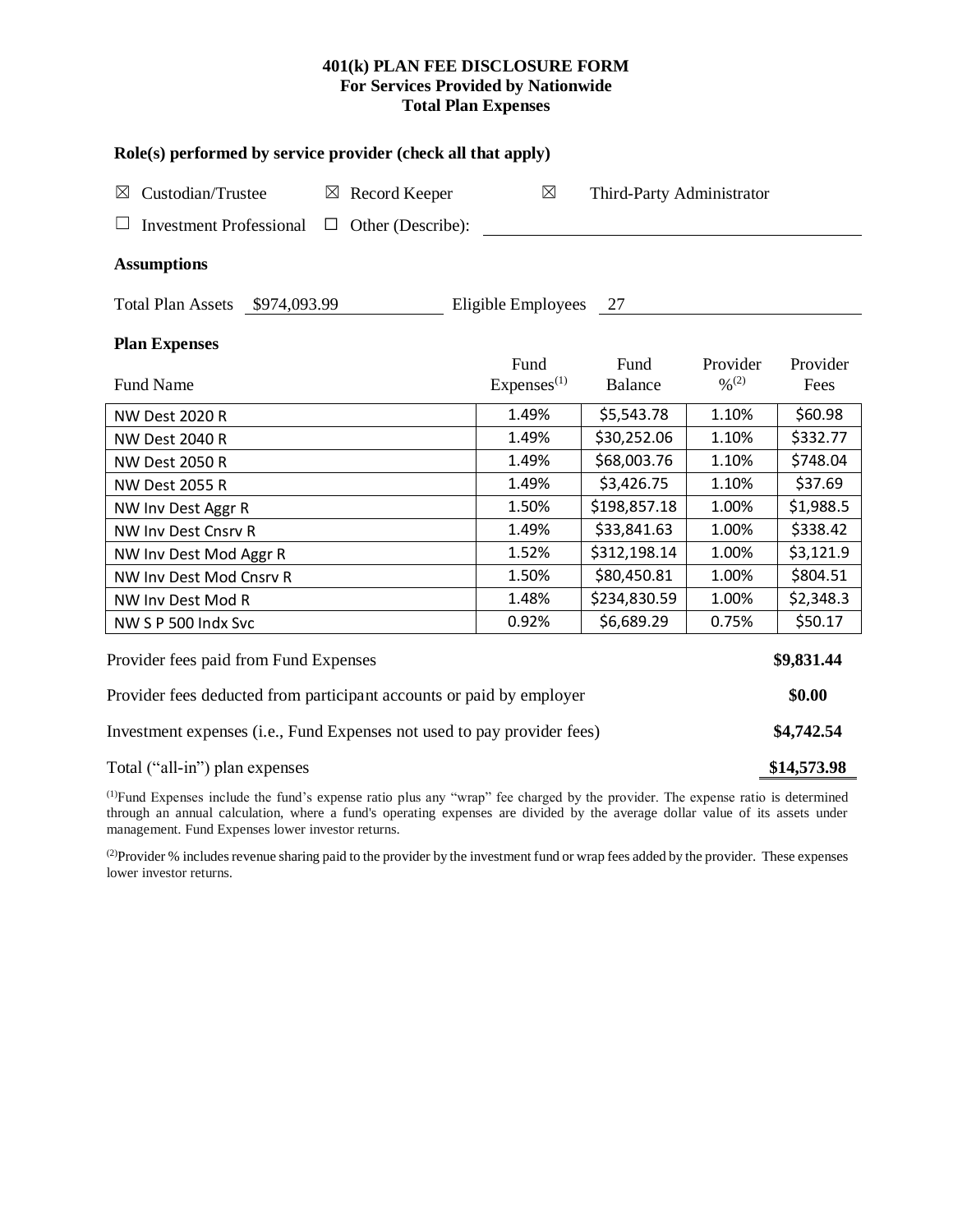# 401(k) PLAN FEE DISCLOSURE FORM
## For Services Provided by Nationwide
## Total Plan Expenses

### Role(s) performed by service provider (check all that apply)

☒ Custodian/Trustee ☒ Record Keeper ☒ Third-Party Administrator

☐ Investment Professional ☐ Other (Describe): ______________________

### Assumptions

Total Plan Assets $974,093.99 Eligible Employees 27

### Plan Expenses

| Fund Name | Fund Expenses[(1)] | Fund Balance | Provider %[(2)] | Provider Fees |
|---|---|---|---|---|
| NW Dest 2020 R | 1.49% | $5,543.78 | 1.10% | $60.98 |
| NW Dest 2040 R | 1.49% | $30,252.06 | 1.10% | $332.77 |
| NW Dest 2050 R | 1.49% | $68,003.76 | 1.10% | $748.04 |
| NW Dest 2055 R | 1.49% | $3,426.75 | 1.10% | $37.69 |
| NW Inv Dest Aggr R | 1.50% | $198,857.18 | 1.00% | $1,988.5 |
| NW Inv Dest Cnsrv R | 1.49% | $33,841.63 | 1.00% | $338.42 |
| NW Inv Dest Mod Aggr R | 1.52% | $312,198.14 | 1.00% | $3,121.9 |
| NW Inv Dest Mod Cnsrv R | 1.50% | $80,450.81 | 1.00% | $804.51 |
| NW Inv Dest Mod R | 1.48% | $234,830.59 | 1.00% | $2,348.3 |
| NW S P 500 Indx Svc | 0.92% | $6,689.29 | 0.75% | $50.17 |

| | |
|---|---|
| Provider fees paid from Fund Expenses | **$9,831.44** |
| Provider fees deducted from participant accounts or paid by employer | **$0.00** |
| Investment expenses (i.e., Fund Expenses not used to pay provider fees) | **$4,742.54** |
| Total ("all-in") plan expenses | **$14,573.98** |

[(1)]Fund Expenses include the fund's expense ratio plus any "wrap" fee charged by the provider. The expense ratio is determined through an annual calculation, where a fund's operating expenses are divided by the average dollar value of its assets under management. Fund Expenses lower investor returns.

[(2)]Provider % includes revenue sharing paid to the provider by the investment fund or wrap fees added by the provider. These expenses lower investor returns.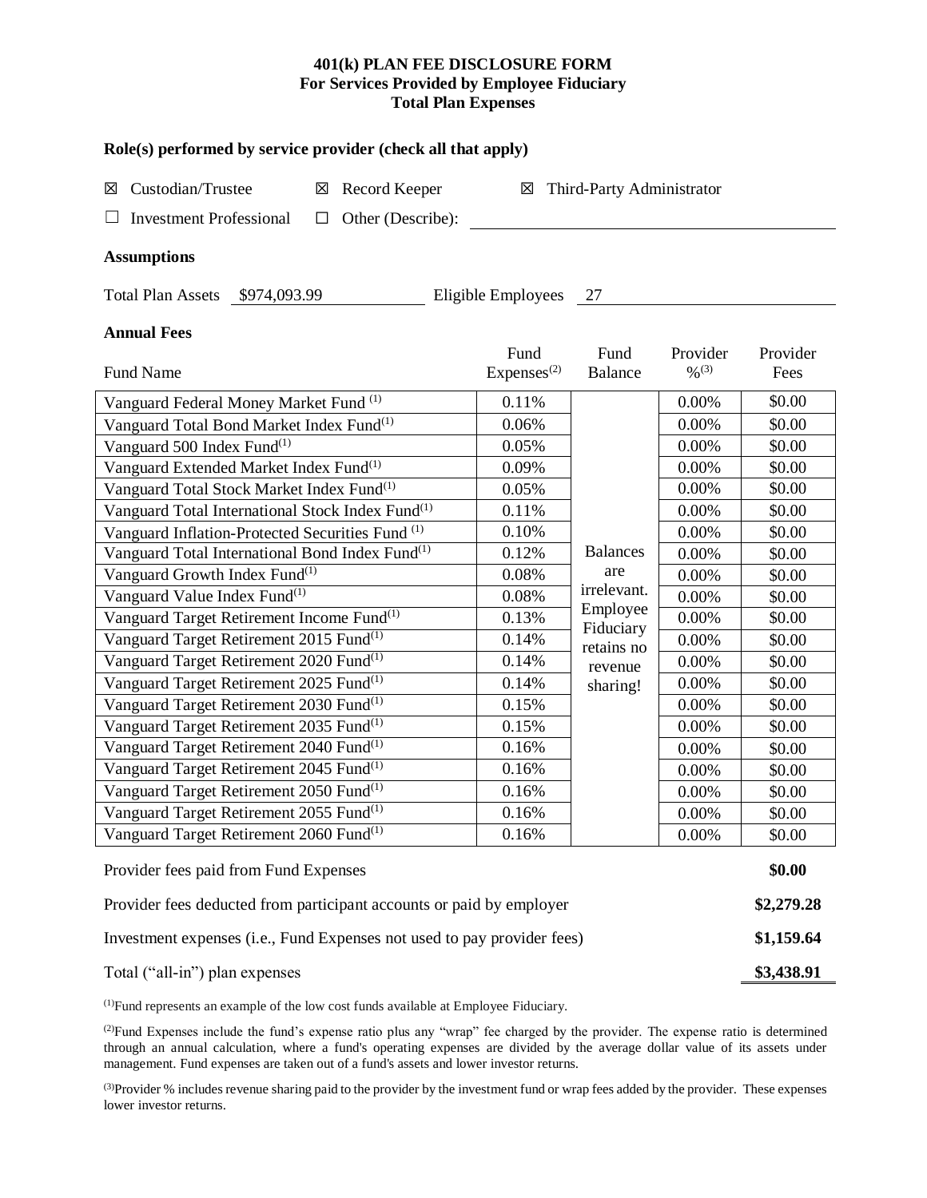**401(k) PLAN FEE DISCLOSURE FORM**
**For Services Provided by Employee Fiduciary**
**Total Plan Expenses**

**Role(s) performed by service provider (check all that apply)**

☒ Custodian/Trustee ☒ Record Keeper ☒ Third-Party Administrator

☐ Investment Professional ☐ Other (Describe):

**Assumptions**

Total Plan Assets $974,093.99 Eligible Employees 27

**Annual Fees**

| Fund Name | Fund Expenses[2] | Fund Balance | Provider %[3] | Provider Fees |
|---|---|---|---|---|
| Vanguard Federal Money Market Fund [1] | 0.11% | Balances are irrelevant. Employee Fiduciary retains no revenue sharing! | 0.00% | $0.00 |
| Vanguard Total Bond Market Index Fund[1] | 0.06% | | 0.00% | $0.00 |
| Vanguard 500 Index Fund[1] | 0.05% | | 0.00% | $0.00 |
| Vanguard Extended Market Index Fund[1] | 0.09% | | 0.00% | $0.00 |
| Vanguard Total Stock Market Index Fund[1] | 0.05% | | 0.00% | $0.00 |
| Vanguard Total International Stock Index Fund[1] | 0.11% | | 0.00% | $0.00 |
| Vanguard Inflation-Protected Securities Fund [1] | 0.10% | | 0.00% | $0.00 |
| Vanguard Total International Bond Index Fund[1] | 0.12% | | 0.00% | $0.00 |
| Vanguard Growth Index Fund[1] | 0.08% | | 0.00% | $0.00 |
| Vanguard Value Index Fund[1] | 0.08% | | 0.00% | $0.00 |
| Vanguard Target Retirement Income Fund[1] | 0.13% | | 0.00% | $0.00 |
| Vanguard Target Retirement 2015 Fund[1] | 0.14% | | 0.00% | $0.00 |
| Vanguard Target Retirement 2020 Fund[1] | 0.14% | | 0.00% | $0.00 |
| Vanguard Target Retirement 2025 Fund[1] | 0.14% | | 0.00% | $0.00 |
| Vanguard Target Retirement 2030 Fund[1] | 0.15% | | 0.00% | $0.00 |
| Vanguard Target Retirement 2035 Fund[1] | 0.15% | | 0.00% | $0.00 |
| Vanguard Target Retirement 2040 Fund[1] | 0.16% | | 0.00% | $0.00 |
| Vanguard Target Retirement 2045 Fund[1] | 0.16% | | 0.00% | $0.00 |
| Vanguard Target Retirement 2050 Fund[1] | 0.16% | | 0.00% | $0.00 |
| Vanguard Target Retirement 2055 Fund[1] | 0.16% | | 0.00% | $0.00 |
| Vanguard Target Retirement 2060 Fund[1] | 0.16% | | 0.00% | $0.00 |

| | |
|---|---|
| Provider fees paid from Fund Expenses | **$0.00** |
| Provider fees deducted from participant accounts or paid by employer | **$2,279.28** |
| Investment expenses (i.e., Fund Expenses not used to pay provider fees) | **$1,159.64** |
| Total ("all-in") plan expenses | **$3,438.91** |

[1]Fund represents an example of the low cost funds available at Employee Fiduciary.

[2]Fund Expenses include the fund's expense ratio plus any "wrap" fee charged by the provider. The expense ratio is determined through an annual calculation, where a fund's operating expenses are divided by the average dollar value of its assets under management. Fund expenses are taken out of a fund's assets and lower investor returns.

[3]Provider % includes revenue sharing paid to the provider by the investment fund or wrap fees added by the provider. These expenses lower investor returns.